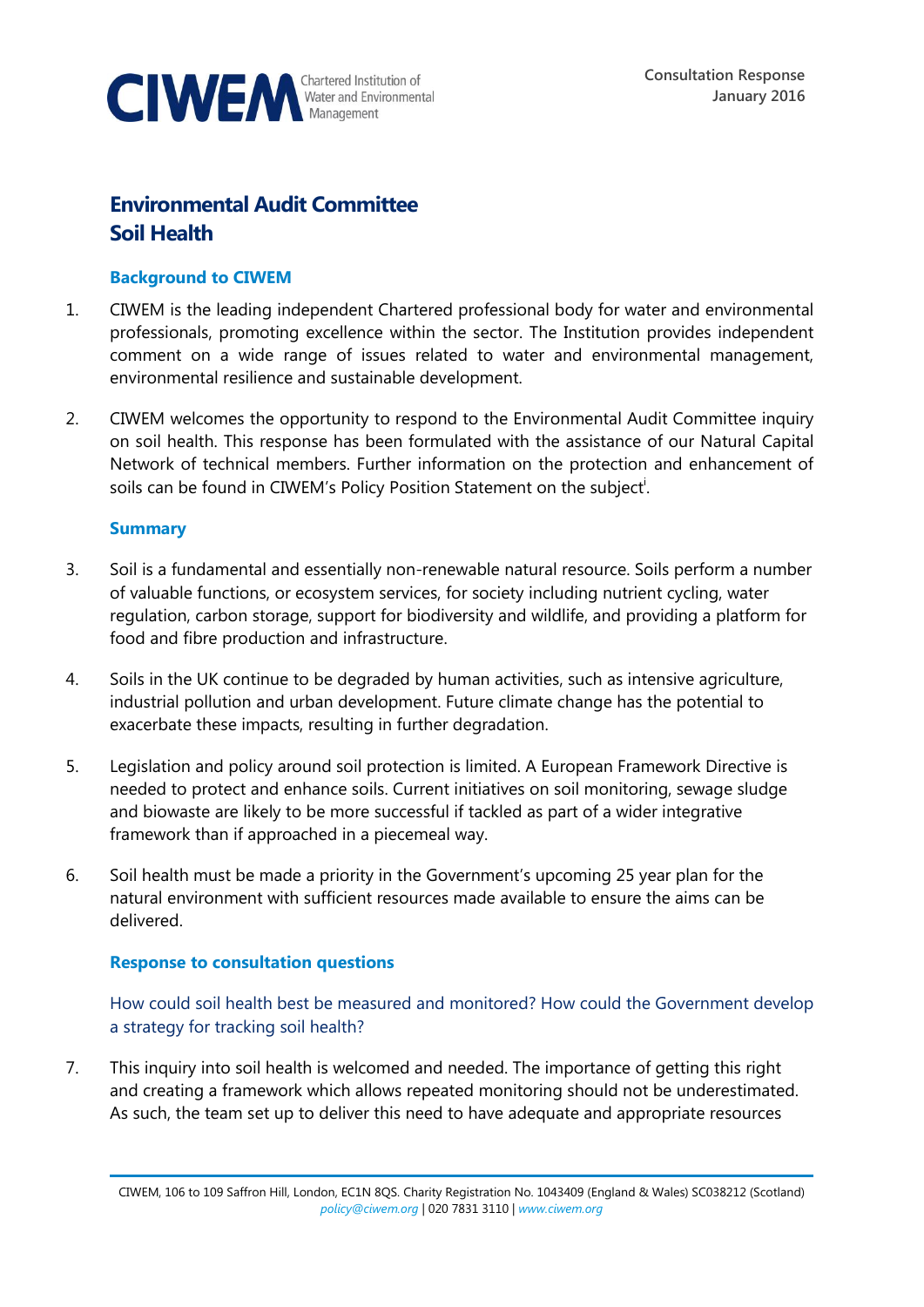**CIWEM** Chartered Institution of Water and Environmental Management

Consultation Response
January 2016

# Environmental Audit Committee
# Soil Health

## Background to CIWEM

1. CIWEM is the leading independent Chartered professional body for water and environmental professionals, promoting excellence within the sector. The Institution provides independent comment on a wide range of issues related to water and environmental management, environmental resilience and sustainable development.

2. CIWEM welcomes the opportunity to respond to the Environmental Audit Committee inquiry on soil health. This response has been formulated with the assistance of our Natural Capital Network of technical members. Further information on the protection and enhancement of soils can be found in CIWEM's Policy Position Statement on the subject[i].

## Summary

3. Soil is a fundamental and essentially non-renewable natural resource. Soils perform a number of valuable functions, or ecosystem services, for society including nutrient cycling, water regulation, carbon storage, support for biodiversity and wildlife, and providing a platform for food and fibre production and infrastructure.

4. Soils in the UK continue to be degraded by human activities, such as intensive agriculture, industrial pollution and urban development. Future climate change has the potential to exacerbate these impacts, resulting in further degradation.

5. Legislation and policy around soil protection is limited. A European Framework Directive is needed to protect and enhance soils. Current initiatives on soil monitoring, sewage sludge and biowaste are likely to be more successful if tackled as part of a wider integrative framework than if approached in a piecemeal way.

6. Soil health must be made a priority in the Government's upcoming 25 year plan for the natural environment with sufficient resources made available to ensure the aims can be delivered.

## Response to consultation questions

How could soil health best be measured and monitored? How could the Government develop a strategy for tracking soil health?

7. This inquiry into soil health is welcomed and needed. The importance of getting this right and creating a framework which allows repeated monitoring should not be underestimated. As such, the team set up to deliver this need to have adequate and appropriate resources

CIWEM, 106 to 109 Saffron Hill, London, EC1N 8QS. Charity Registration No. 1043409 (England & Wales) SC038212 (Scotland)
policy@ciwem.org | 020 7831 3110 | www.ciwem.org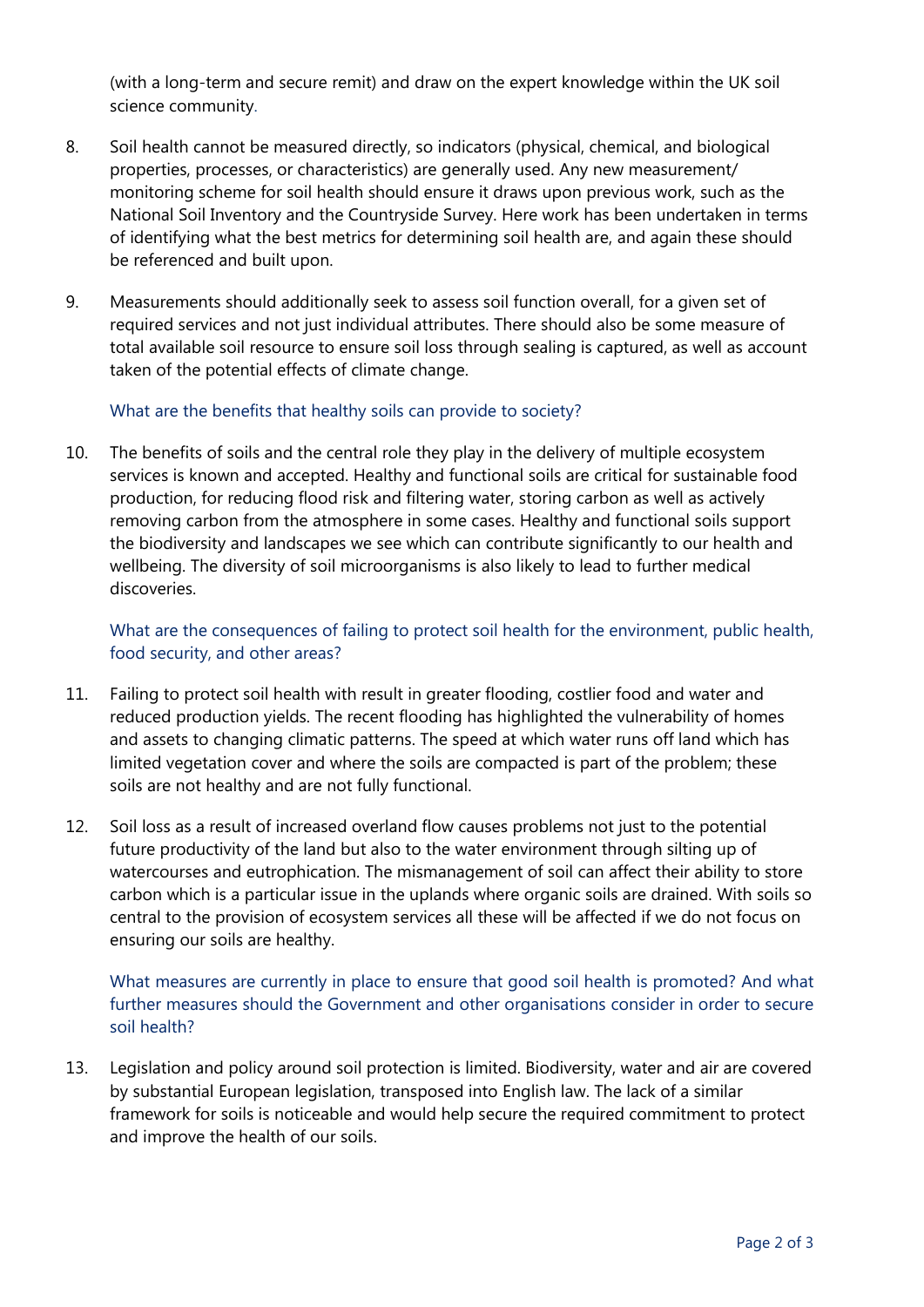(with a long-term and secure remit) and draw on the expert knowledge within the UK soil science community.

8. Soil health cannot be measured directly, so indicators (physical, chemical, and biological properties, processes, or characteristics) are generally used. Any new measurement/ monitoring scheme for soil health should ensure it draws upon previous work, such as the National Soil Inventory and the Countryside Survey. Here work has been undertaken in terms of identifying what the best metrics for determining soil health are, and again these should be referenced and built upon.

9. Measurements should additionally seek to assess soil function overall, for a given set of required services and not just individual attributes. There should also be some measure of total available soil resource to ensure soil loss through sealing is captured, as well as account taken of the potential effects of climate change.

What are the benefits that healthy soils can provide to society?

10. The benefits of soils and the central role they play in the delivery of multiple ecosystem services is known and accepted. Healthy and functional soils are critical for sustainable food production, for reducing flood risk and filtering water, storing carbon as well as actively removing carbon from the atmosphere in some cases. Healthy and functional soils support the biodiversity and landscapes we see which can contribute significantly to our health and wellbeing. The diversity of soil microorganisms is also likely to lead to further medical discoveries.

What are the consequences of failing to protect soil health for the environment, public health, food security, and other areas?

11. Failing to protect soil health with result in greater flooding, costlier food and water and reduced production yields. The recent flooding has highlighted the vulnerability of homes and assets to changing climatic patterns. The speed at which water runs off land which has limited vegetation cover and where the soils are compacted is part of the problem; these soils are not healthy and are not fully functional.

12. Soil loss as a result of increased overland flow causes problems not just to the potential future productivity of the land but also to the water environment through silting up of watercourses and eutrophication. The mismanagement of soil can affect their ability to store carbon which is a particular issue in the uplands where organic soils are drained. With soils so central to the provision of ecosystem services all these will be affected if we do not focus on ensuring our soils are healthy.

What measures are currently in place to ensure that good soil health is promoted? And what further measures should the Government and other organisations consider in order to secure soil health?

13. Legislation and policy around soil protection is limited. Biodiversity, water and air are covered by substantial European legislation, transposed into English law. The lack of a similar framework for soils is noticeable and would help secure the required commitment to protect and improve the health of our soils.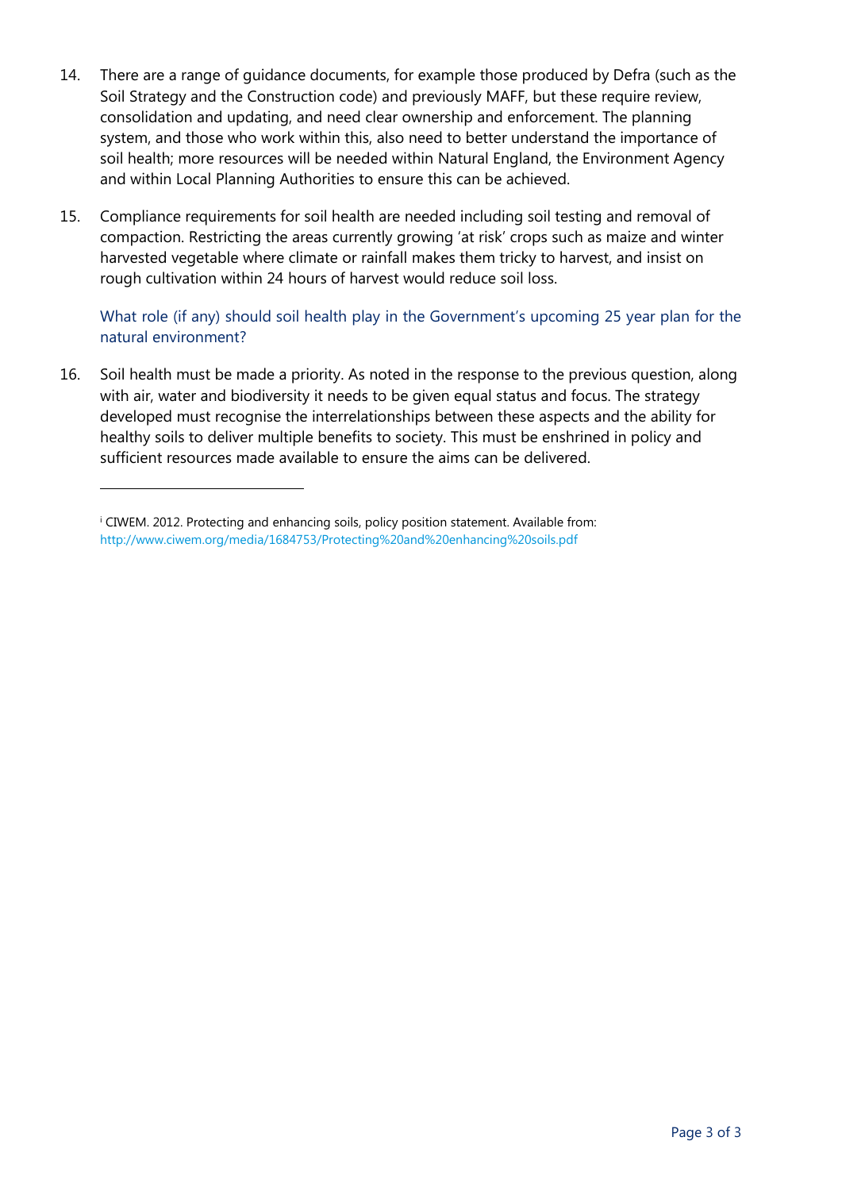14. There are a range of guidance documents, for example those produced by Defra (such as the Soil Strategy and the Construction code) and previously MAFF, but these require review, consolidation and updating, and need clear ownership and enforcement. The planning system, and those who work within this, also need to better understand the importance of soil health; more resources will be needed within Natural England, the Environment Agency and within Local Planning Authorities to ensure this can be achieved.

15. Compliance requirements for soil health are needed including soil testing and removal of compaction. Restricting the areas currently growing 'at risk' crops such as maize and winter harvested vegetable where climate or rainfall makes them tricky to harvest, and insist on rough cultivation within 24 hours of harvest would reduce soil loss.

What role (if any) should soil health play in the Government's upcoming 25 year plan for the natural environment?

16. Soil health must be made a priority. As noted in the response to the previous question, along with air, water and biodiversity it needs to be given equal status and focus. The strategy developed must recognise the interrelationships between these aspects and the ability for healthy soils to deliver multiple benefits to society. This must be enshrined in policy and sufficient resources made available to ensure the aims can be delivered.

---

[i] CIWEM. 2012. Protecting and enhancing soils, policy position statement. Available from: http://www.ciwem.org/media/1684753/Protecting%20and%20enhancing%20soils.pdf